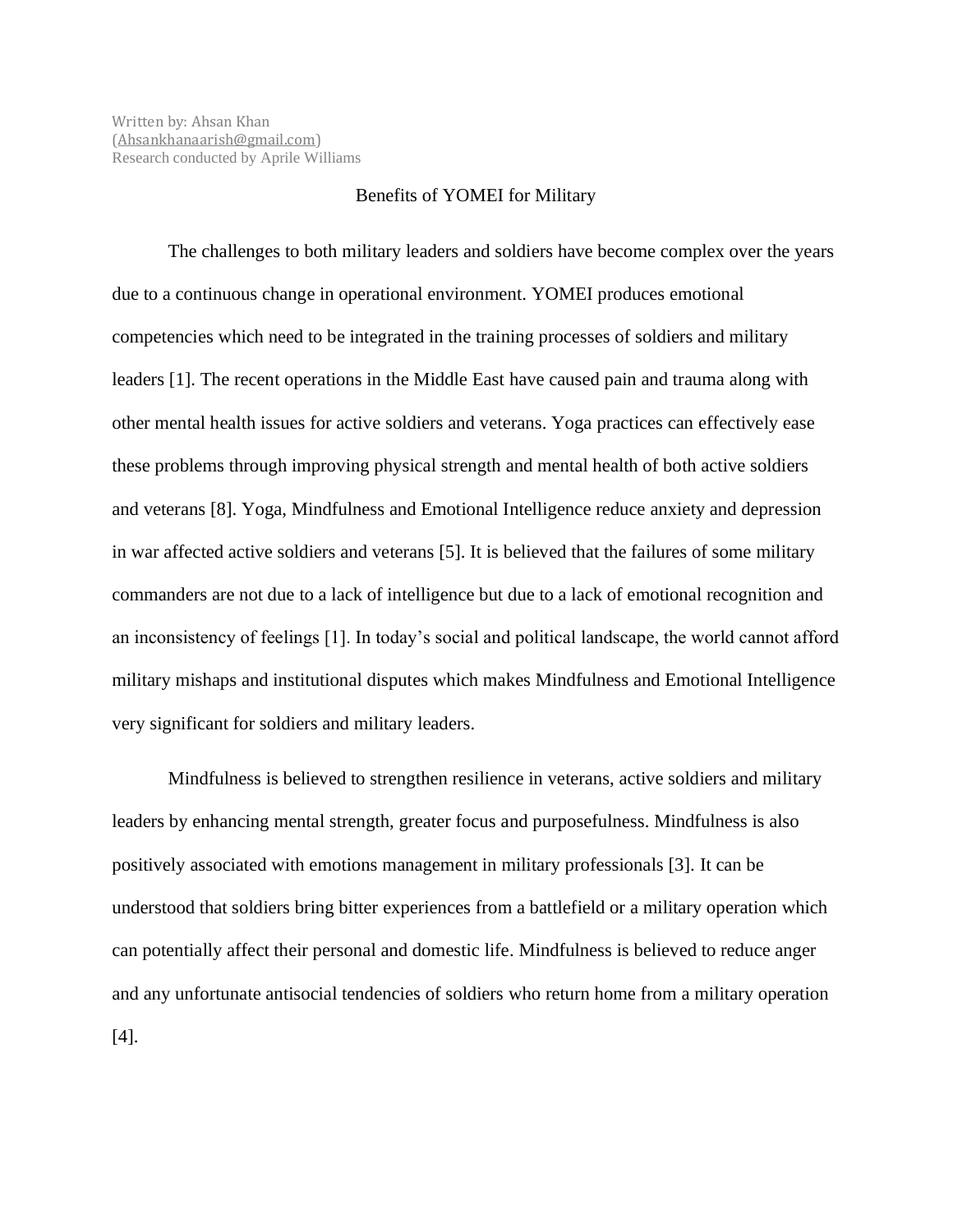Written by: Ahsan Khan
(Ahsankhanaarish@gmail.com)
Research conducted by Aprile Williams

# Benefits of YOMEI for Military

The challenges to both military leaders and soldiers have become complex over the years due to a continuous change in operational environment. YOMEI produces emotional competencies which need to be integrated in the training processes of soldiers and military leaders [1]. The recent operations in the Middle East have caused pain and trauma along with other mental health issues for active soldiers and veterans. Yoga practices can effectively ease these problems through improving physical strength and mental health of both active soldiers and veterans [8]. Yoga, Mindfulness and Emotional Intelligence reduce anxiety and depression in war affected active soldiers and veterans [5]. It is believed that the failures of some military commanders are not due to a lack of intelligence but due to a lack of emotional recognition and an inconsistency of feelings [1]. In today's social and political landscape, the world cannot afford military mishaps and institutional disputes which makes Mindfulness and Emotional Intelligence very significant for soldiers and military leaders.

Mindfulness is believed to strengthen resilience in veterans, active soldiers and military leaders by enhancing mental strength, greater focus and purposefulness. Mindfulness is also positively associated with emotions management in military professionals [3]. It can be understood that soldiers bring bitter experiences from a battlefield or a military operation which can potentially affect their personal and domestic life. Mindfulness is believed to reduce anger and any unfortunate antisocial tendencies of soldiers who return home from a military operation [4].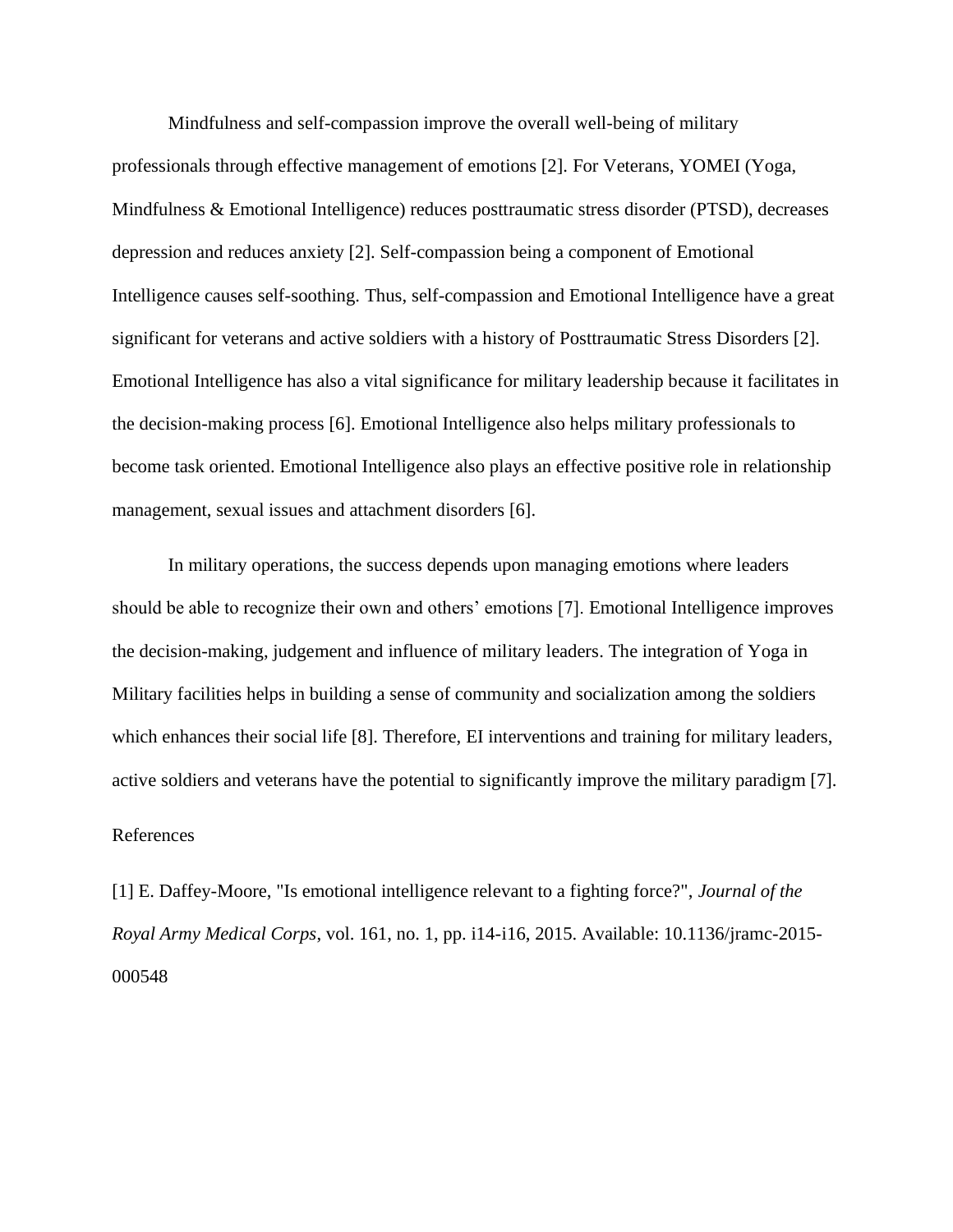Mindfulness and self-compassion improve the overall well-being of military professionals through effective management of emotions [2]. For Veterans, YOMEI (Yoga, Mindfulness & Emotional Intelligence) reduces posttraumatic stress disorder (PTSD), decreases depression and reduces anxiety [2]. Self-compassion being a component of Emotional Intelligence causes self-soothing. Thus, self-compassion and Emotional Intelligence have a great significant for veterans and active soldiers with a history of Posttraumatic Stress Disorders [2]. Emotional Intelligence has also a vital significance for military leadership because it facilitates in the decision-making process [6]. Emotional Intelligence also helps military professionals to become task oriented. Emotional Intelligence also plays an effective positive role in relationship management, sexual issues and attachment disorders [6].

In military operations, the success depends upon managing emotions where leaders should be able to recognize their own and others' emotions [7]. Emotional Intelligence improves the decision-making, judgement and influence of military leaders. The integration of Yoga in Military facilities helps in building a sense of community and socialization among the soldiers which enhances their social life [8]. Therefore, EI interventions and training for military leaders, active soldiers and veterans have the potential to significantly improve the military paradigm [7].

References

[1] E. Daffey-Moore, "Is emotional intelligence relevant to a fighting force?", *Journal of the Royal Army Medical Corps*, vol. 161, no. 1, pp. i14-i16, 2015. Available: 10.1136/jramc-2015-000548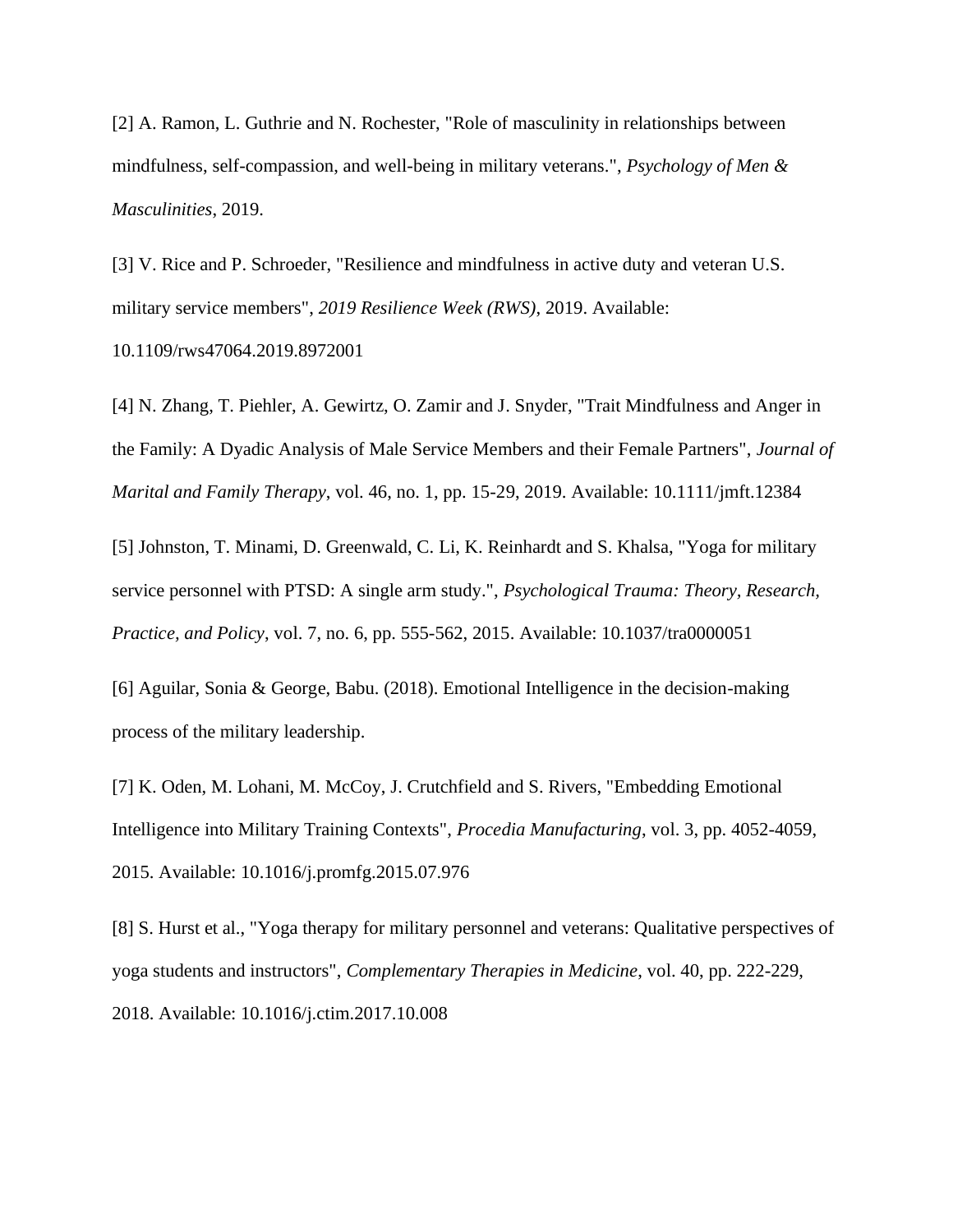[2] A. Ramon, L. Guthrie and N. Rochester, "Role of masculinity in relationships between mindfulness, self-compassion, and well-being in military veterans.", *Psychology of Men & Masculinities*, 2019.

[3] V. Rice and P. Schroeder, "Resilience and mindfulness in active duty and veteran U.S. military service members", *2019 Resilience Week (RWS)*, 2019. Available: 10.1109/rws47064.2019.8972001

[4] N. Zhang, T. Piehler, A. Gewirtz, O. Zamir and J. Snyder, "Trait Mindfulness and Anger in the Family: A Dyadic Analysis of Male Service Members and their Female Partners", *Journal of Marital and Family Therapy*, vol. 46, no. 1, pp. 15-29, 2019. Available: 10.1111/jmft.12384

[5] Johnston, T. Minami, D. Greenwald, C. Li, K. Reinhardt and S. Khalsa, "Yoga for military service personnel with PTSD: A single arm study.", *Psychological Trauma: Theory, Research, Practice, and Policy*, vol. 7, no. 6, pp. 555-562, 2015. Available: 10.1037/tra0000051

[6] Aguilar, Sonia & George, Babu. (2018). Emotional Intelligence in the decision-making process of the military leadership.

[7] K. Oden, M. Lohani, M. McCoy, J. Crutchfield and S. Rivers, "Embedding Emotional Intelligence into Military Training Contexts", *Procedia Manufacturing*, vol. 3, pp. 4052-4059, 2015. Available: 10.1016/j.promfg.2015.07.976

[8] S. Hurst et al., "Yoga therapy for military personnel and veterans: Qualitative perspectives of yoga students and instructors", *Complementary Therapies in Medicine*, vol. 40, pp. 222-229, 2018. Available: 10.1016/j.ctim.2017.10.008